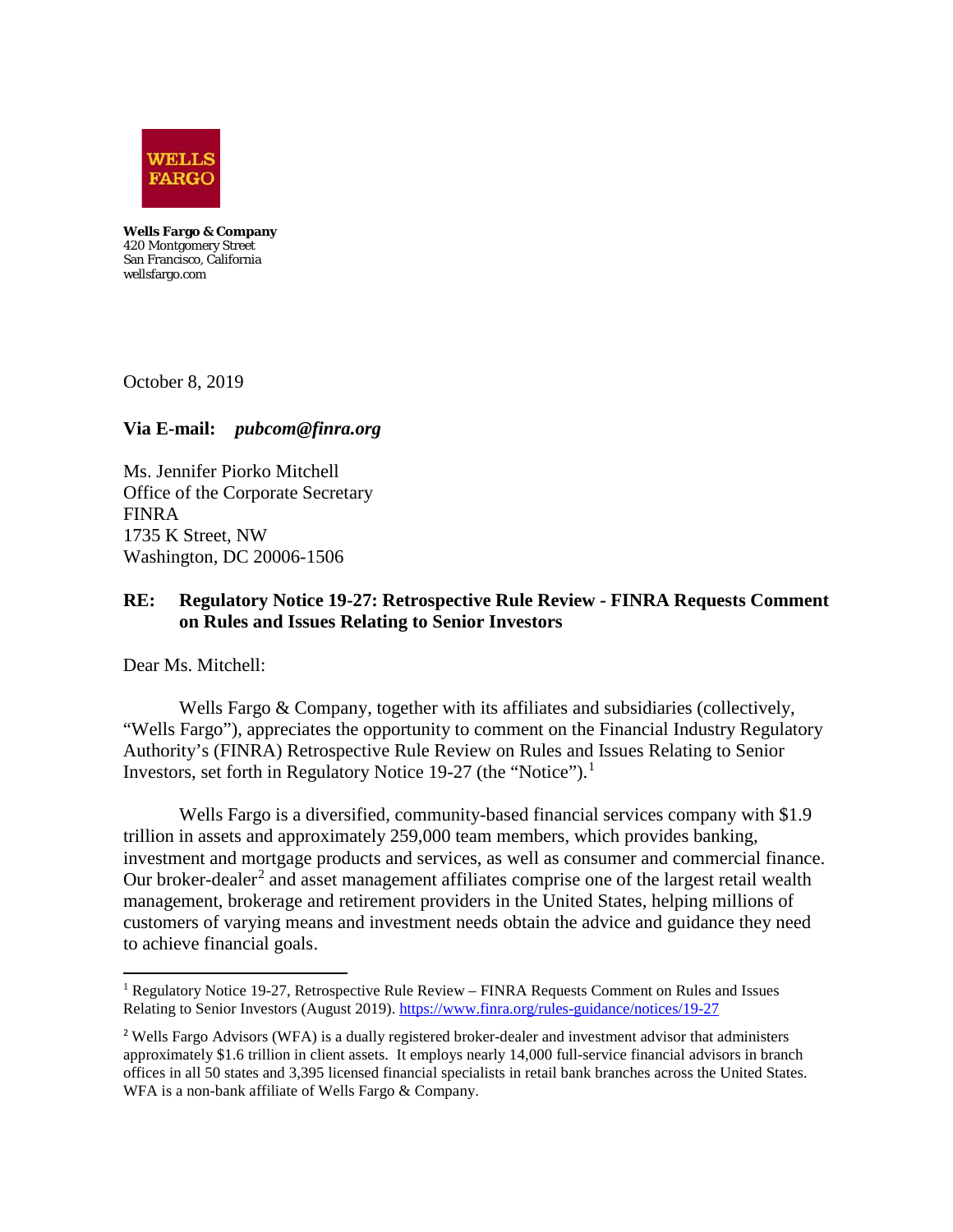WELLS FARGO

**Wells Fargo & Company**
420 Montgomery Street
San Francisco, California
wellsfargo.com

October 8, 2019

**Via E-mail:** ***pubcom@finra.org***

Ms. Jennifer Piorko Mitchell
Office of the Corporate Secretary
FINRA
1735 K Street, NW
Washington, DC 20006-1506

**RE: Regulatory Notice 19-27: Retrospective Rule Review - FINRA Requests Comment on Rules and Issues Relating to Senior Investors**

Dear Ms. Mitchell:

Wells Fargo & Company, together with its affiliates and subsidiaries (collectively, "Wells Fargo"), appreciates the opportunity to comment on the Financial Industry Regulatory Authority's (FINRA) Retrospective Rule Review on Rules and Issues Relating to Senior Investors, set forth in Regulatory Notice 19-27 (the "Notice").[1]

Wells Fargo is a diversified, community-based financial services company with $1.9 trillion in assets and approximately 259,000 team members, which provides banking, investment and mortgage products and services, as well as consumer and commercial finance. Our broker-dealer[2] and asset management affiliates comprise one of the largest retail wealth management, brokerage and retirement providers in the United States, helping millions of customers of varying means and investment needs obtain the advice and guidance they need to achieve financial goals.

---

[1] Regulatory Notice 19-27, Retrospective Rule Review – FINRA Requests Comment on Rules and Issues Relating to Senior Investors (August 2019). https://www.finra.org/rules-guidance/notices/19-27

[2] Wells Fargo Advisors (WFA) is a dually registered broker-dealer and investment advisor that administers approximately $1.6 trillion in client assets. It employs nearly 14,000 full-service financial advisors in branch offices in all 50 states and 3,395 licensed financial specialists in retail bank branches across the United States. WFA is a non-bank affiliate of Wells Fargo & Company.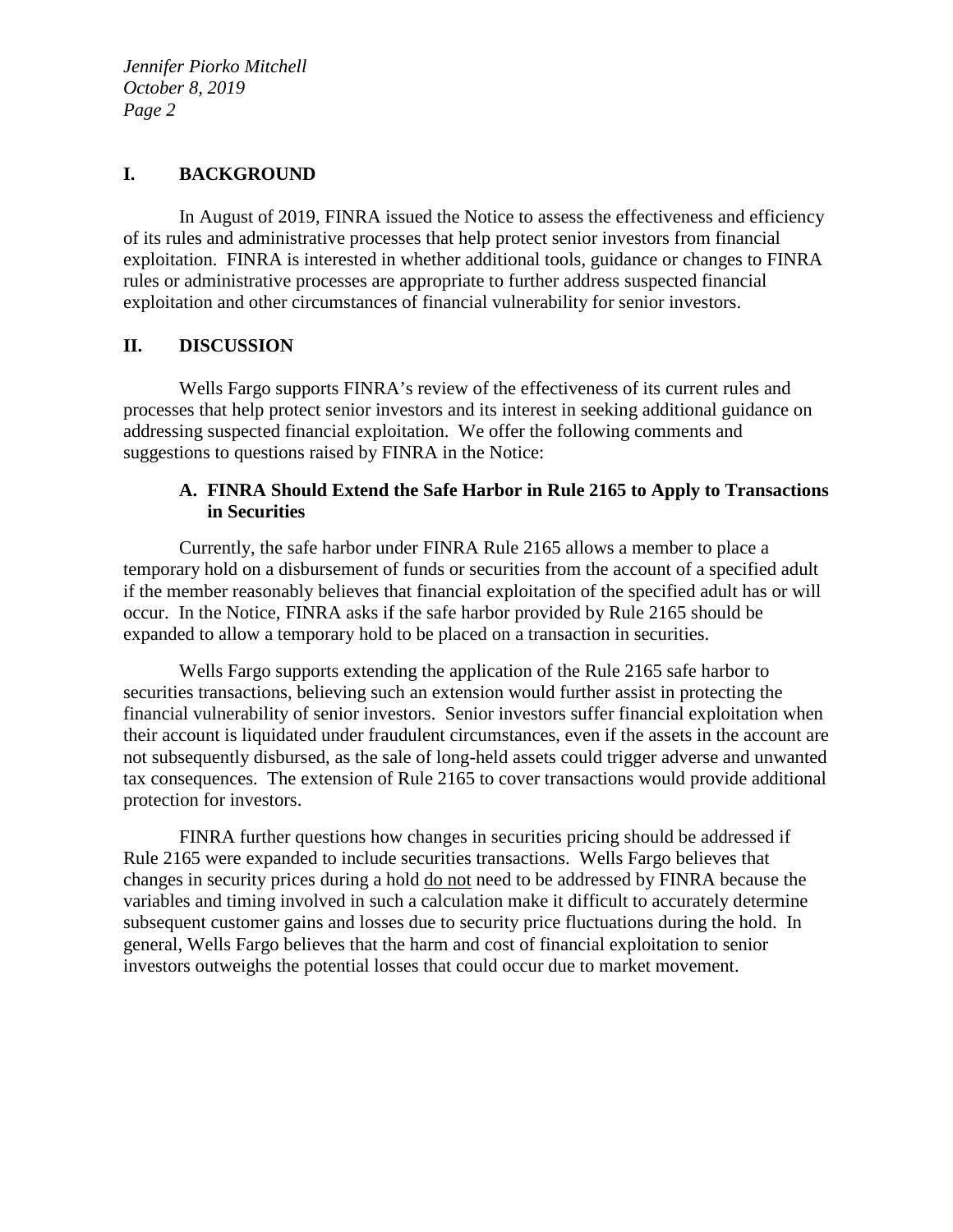## I. BACKGROUND

In August of 2019, FINRA issued the Notice to assess the effectiveness and efficiency of its rules and administrative processes that help protect senior investors from financial exploitation. FINRA is interested in whether additional tools, guidance or changes to FINRA rules or administrative processes are appropriate to further address suspected financial exploitation and other circumstances of financial vulnerability for senior investors.

## II. DISCUSSION

Wells Fargo supports FINRA's review of the effectiveness of its current rules and processes that help protect senior investors and its interest in seeking additional guidance on addressing suspected financial exploitation. We offer the following comments and suggestions to questions raised by FINRA in the Notice:

### A. FINRA Should Extend the Safe Harbor in Rule 2165 to Apply to Transactions in Securities

Currently, the safe harbor under FINRA Rule 2165 allows a member to place a temporary hold on a disbursement of funds or securities from the account of a specified adult if the member reasonably believes that financial exploitation of the specified adult has or will occur. In the Notice, FINRA asks if the safe harbor provided by Rule 2165 should be expanded to allow a temporary hold to be placed on a transaction in securities.

Wells Fargo supports extending the application of the Rule 2165 safe harbor to securities transactions, believing such an extension would further assist in protecting the financial vulnerability of senior investors. Senior investors suffer financial exploitation when their account is liquidated under fraudulent circumstances, even if the assets in the account are not subsequently disbursed, as the sale of long-held assets could trigger adverse and unwanted tax consequences. The extension of Rule 2165 to cover transactions would provide additional protection for investors.

FINRA further questions how changes in securities pricing should be addressed if Rule 2165 were expanded to include securities transactions. Wells Fargo believes that changes in security prices during a hold <u>do not</u> need to be addressed by FINRA because the variables and timing involved in such a calculation make it difficult to accurately determine subsequent customer gains and losses due to security price fluctuations during the hold. In general, Wells Fargo believes that the harm and cost of financial exploitation to senior investors outweighs the potential losses that could occur due to market movement.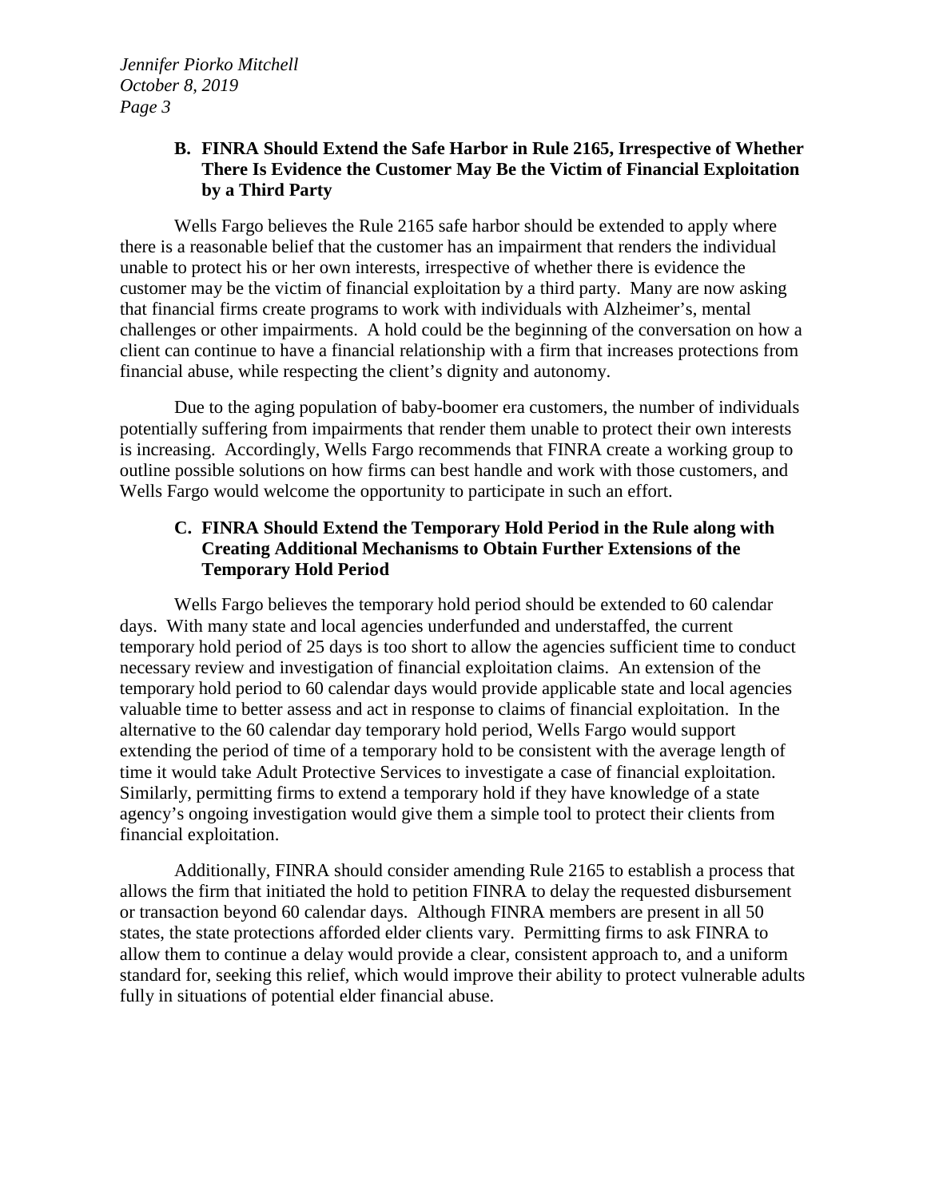### B. FINRA Should Extend the Safe Harbor in Rule 2165, Irrespective of Whether There Is Evidence the Customer May Be the Victim of Financial Exploitation by a Third Party

Wells Fargo believes the Rule 2165 safe harbor should be extended to apply where there is a reasonable belief that the customer has an impairment that renders the individual unable to protect his or her own interests, irrespective of whether there is evidence the customer may be the victim of financial exploitation by a third party. Many are now asking that financial firms create programs to work with individuals with Alzheimer's, mental challenges or other impairments. A hold could be the beginning of the conversation on how a client can continue to have a financial relationship with a firm that increases protections from financial abuse, while respecting the client's dignity and autonomy.

Due to the aging population of baby-boomer era customers, the number of individuals potentially suffering from impairments that render them unable to protect their own interests is increasing. Accordingly, Wells Fargo recommends that FINRA create a working group to outline possible solutions on how firms can best handle and work with those customers, and Wells Fargo would welcome the opportunity to participate in such an effort.

### C. FINRA Should Extend the Temporary Hold Period in the Rule along with Creating Additional Mechanisms to Obtain Further Extensions of the Temporary Hold Period

Wells Fargo believes the temporary hold period should be extended to 60 calendar days. With many state and local agencies underfunded and understaffed, the current temporary hold period of 25 days is too short to allow the agencies sufficient time to conduct necessary review and investigation of financial exploitation claims. An extension of the temporary hold period to 60 calendar days would provide applicable state and local agencies valuable time to better assess and act in response to claims of financial exploitation. In the alternative to the 60 calendar day temporary hold period, Wells Fargo would support extending the period of time of a temporary hold to be consistent with the average length of time it would take Adult Protective Services to investigate a case of financial exploitation. Similarly, permitting firms to extend a temporary hold if they have knowledge of a state agency's ongoing investigation would give them a simple tool to protect their clients from financial exploitation.

Additionally, FINRA should consider amending Rule 2165 to establish a process that allows the firm that initiated the hold to petition FINRA to delay the requested disbursement or transaction beyond 60 calendar days. Although FINRA members are present in all 50 states, the state protections afforded elder clients vary. Permitting firms to ask FINRA to allow them to continue a delay would provide a clear, consistent approach to, and a uniform standard for, seeking this relief, which would improve their ability to protect vulnerable adults fully in situations of potential elder financial abuse.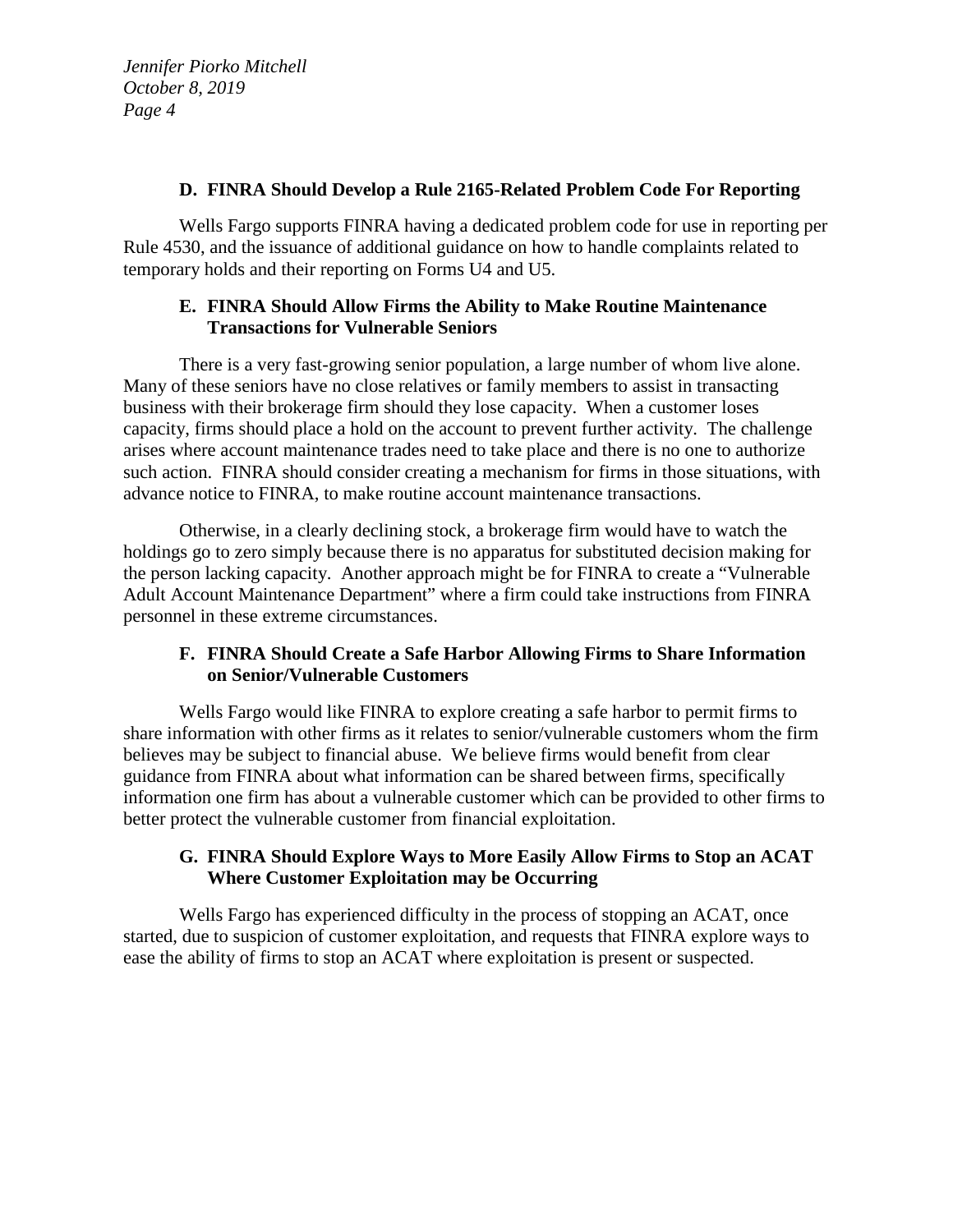### D. FINRA Should Develop a Rule 2165-Related Problem Code For Reporting

Wells Fargo supports FINRA having a dedicated problem code for use in reporting per Rule 4530, and the issuance of additional guidance on how to handle complaints related to temporary holds and their reporting on Forms U4 and U5.

### E. FINRA Should Allow Firms the Ability to Make Routine Maintenance Transactions for Vulnerable Seniors

There is a very fast-growing senior population, a large number of whom live alone. Many of these seniors have no close relatives or family members to assist in transacting business with their brokerage firm should they lose capacity. When a customer loses capacity, firms should place a hold on the account to prevent further activity. The challenge arises where account maintenance trades need to take place and there is no one to authorize such action. FINRA should consider creating a mechanism for firms in those situations, with advance notice to FINRA, to make routine account maintenance transactions.

Otherwise, in a clearly declining stock, a brokerage firm would have to watch the holdings go to zero simply because there is no apparatus for substituted decision making for the person lacking capacity. Another approach might be for FINRA to create a "Vulnerable Adult Account Maintenance Department" where a firm could take instructions from FINRA personnel in these extreme circumstances.

### F. FINRA Should Create a Safe Harbor Allowing Firms to Share Information on Senior/Vulnerable Customers

Wells Fargo would like FINRA to explore creating a safe harbor to permit firms to share information with other firms as it relates to senior/vulnerable customers whom the firm believes may be subject to financial abuse. We believe firms would benefit from clear guidance from FINRA about what information can be shared between firms, specifically information one firm has about a vulnerable customer which can be provided to other firms to better protect the vulnerable customer from financial exploitation.

### G. FINRA Should Explore Ways to More Easily Allow Firms to Stop an ACAT Where Customer Exploitation may be Occurring

Wells Fargo has experienced difficulty in the process of stopping an ACAT, once started, due to suspicion of customer exploitation, and requests that FINRA explore ways to ease the ability of firms to stop an ACAT where exploitation is present or suspected.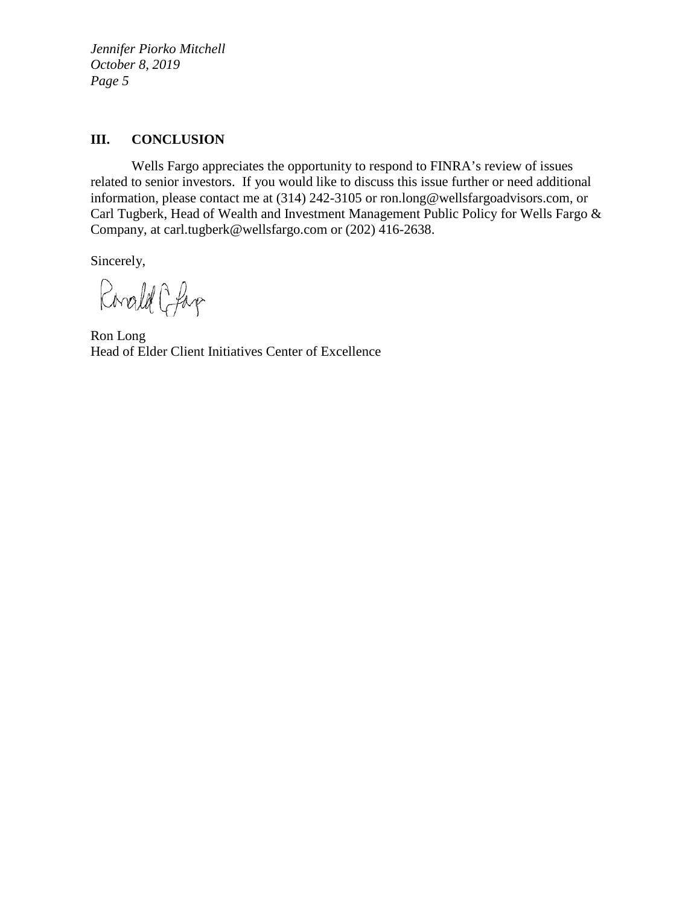## III. CONCLUSION

Wells Fargo appreciates the opportunity to respond to FINRA's review of issues related to senior investors. If you would like to discuss this issue further or need additional information, please contact me at (314) 242-3105 or ron.long@wellsfargoadvisors.com, or Carl Tugberk, Head of Wealth and Investment Management Public Policy for Wells Fargo & Company, at carl.tugberk@wellsfargo.com or (202) 416-2638.

Sincerely,

Ron Long
Head of Elder Client Initiatives Center of Excellence